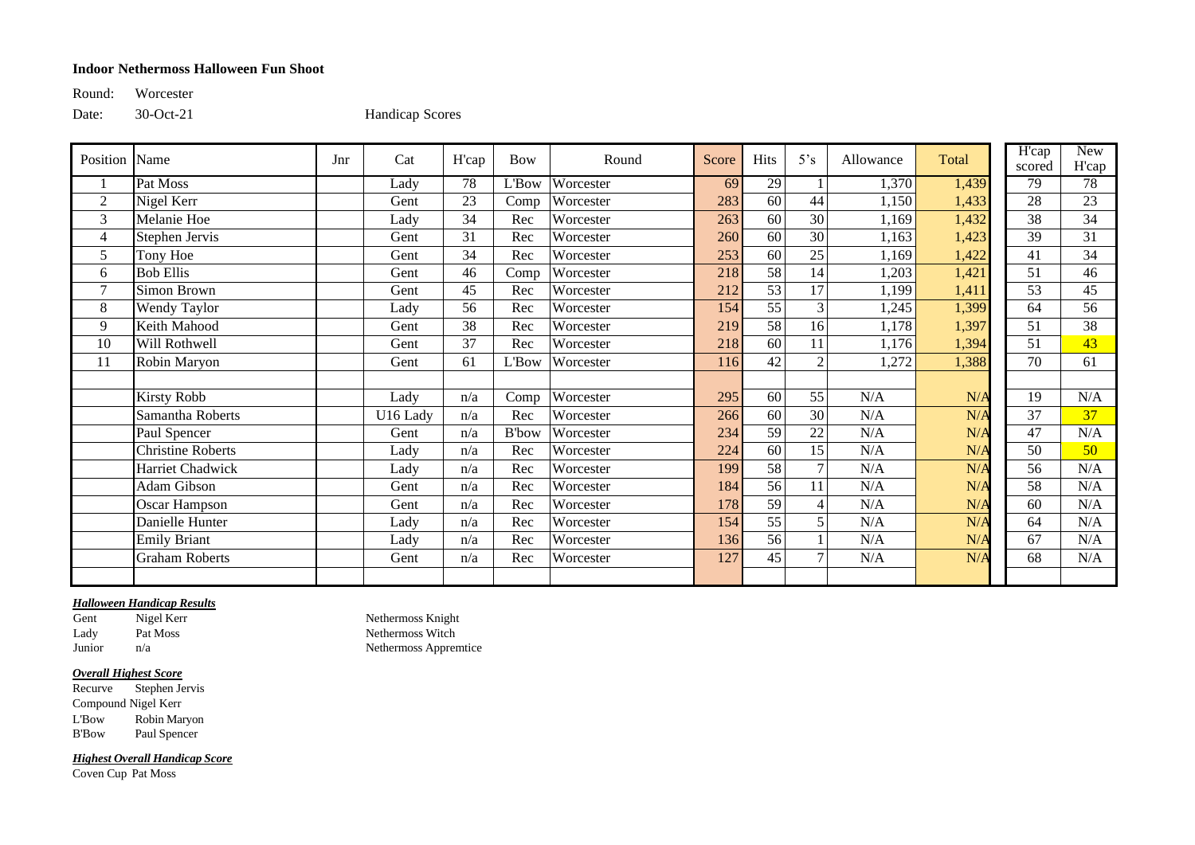# Indoor Nethermoss Halloween Fun Shoot

Round: Worcester

Date: 30-Oct-21

Handicap Scores

| Position | Name | Jnr | Cat | H'cap | Bow | Round | Score | Hits | 5's | Allowance | Total | H'cap scored | New H'cap |
|---|---|---|---|---|---|---|---|---|---|---|---|---|---|
| 1 | Pat Moss | | Lady | 78 | L'Bow | Worcester | 69 | 29 | 1 | 1,370 | 1,439 | 79 | 78 |
| 2 | Nigel Kerr | | Gent | 23 | Comp | Worcester | 283 | 60 | 44 | 1,150 | 1,433 | 28 | 23 |
| 3 | Melanie Hoe | | Lady | 34 | Rec | Worcester | 263 | 60 | 30 | 1,169 | 1,432 | 38 | 34 |
| 4 | Stephen Jervis | | Gent | 31 | Rec | Worcester | 260 | 60 | 30 | 1,163 | 1,423 | 39 | 31 |
| 5 | Tony Hoe | | Gent | 34 | Rec | Worcester | 253 | 60 | 25 | 1,169 | 1,422 | 41 | 34 |
| 6 | Bob Ellis | | Gent | 46 | Comp | Worcester | 218 | 58 | 14 | 1,203 | 1,421 | 51 | 46 |
| 7 | Simon Brown | | Gent | 45 | Rec | Worcester | 212 | 53 | 17 | 1,199 | 1,411 | 53 | 45 |
| 8 | Wendy Taylor | | Lady | 56 | Rec | Worcester | 154 | 55 | 3 | 1,245 | 1,399 | 64 | 56 |
| 9 | Keith Mahood | | Gent | 38 | Rec | Worcester | 219 | 58 | 16 | 1,178 | 1,397 | 51 | 38 |
| 10 | Will Rothwell | | Gent | 37 | Rec | Worcester | 218 | 60 | 11 | 1,176 | 1,394 | 51 | 43 |
| 11 | Robin Maryon | | Gent | 61 | L'Bow | Worcester | 116 | 42 | 2 | 1,272 | 1,388 | 70 | 61 |
| | | | | | | | | | | | | | |
| | Kirsty Robb | | Lady | n/a | Comp | Worcester | 295 | 60 | 55 | N/A | N/A | 19 | N/A |
| | Samantha Roberts | | U16 Lady | n/a | Rec | Worcester | 266 | 60 | 30 | N/A | N/A | 37 | 37 |
| | Paul Spencer | | Gent | n/a | B'bow | Worcester | 234 | 59 | 22 | N/A | N/A | 47 | N/A |
| | Christine Roberts | | Lady | n/a | Rec | Worcester | 224 | 60 | 15 | N/A | N/A | 50 | 50 |
| | Harriet Chadwick | | Lady | n/a | Rec | Worcester | 199 | 58 | 7 | N/A | N/A | 56 | N/A |
| | Adam Gibson | | Gent | n/a | Rec | Worcester | 184 | 56 | 11 | N/A | N/A | 58 | N/A |
| | Oscar Hampson | | Gent | n/a | Rec | Worcester | 178 | 59 | 4 | N/A | N/A | 60 | N/A |
| | Danielle Hunter | | Lady | n/a | Rec | Worcester | 154 | 55 | 5 | N/A | N/A | 64 | N/A |
| | Emily Briant | | Lady | n/a | Rec | Worcester | 136 | 56 | 1 | N/A | N/A | 67 | N/A |
| | Graham Roberts | | Gent | n/a | Rec | Worcester | 127 | 45 | 7 | N/A | N/A | 68 | N/A |

***Halloween Handicap Results***

| | | |
|---|---|---|
| Gent | Nigel Kerr | Nethermoss Knight |
| Lady | Pat Moss | Nethermoss Witch |
| Junior | n/a | Nethermoss Appremtice |

***Overall Highest Score***

Recurve Stephen Jervis
Compound Nigel Kerr
L'Bow Robin Maryon
B'Bow Paul Spencer

***Highest Overall Handicap Score***

Coven Cup Pat Moss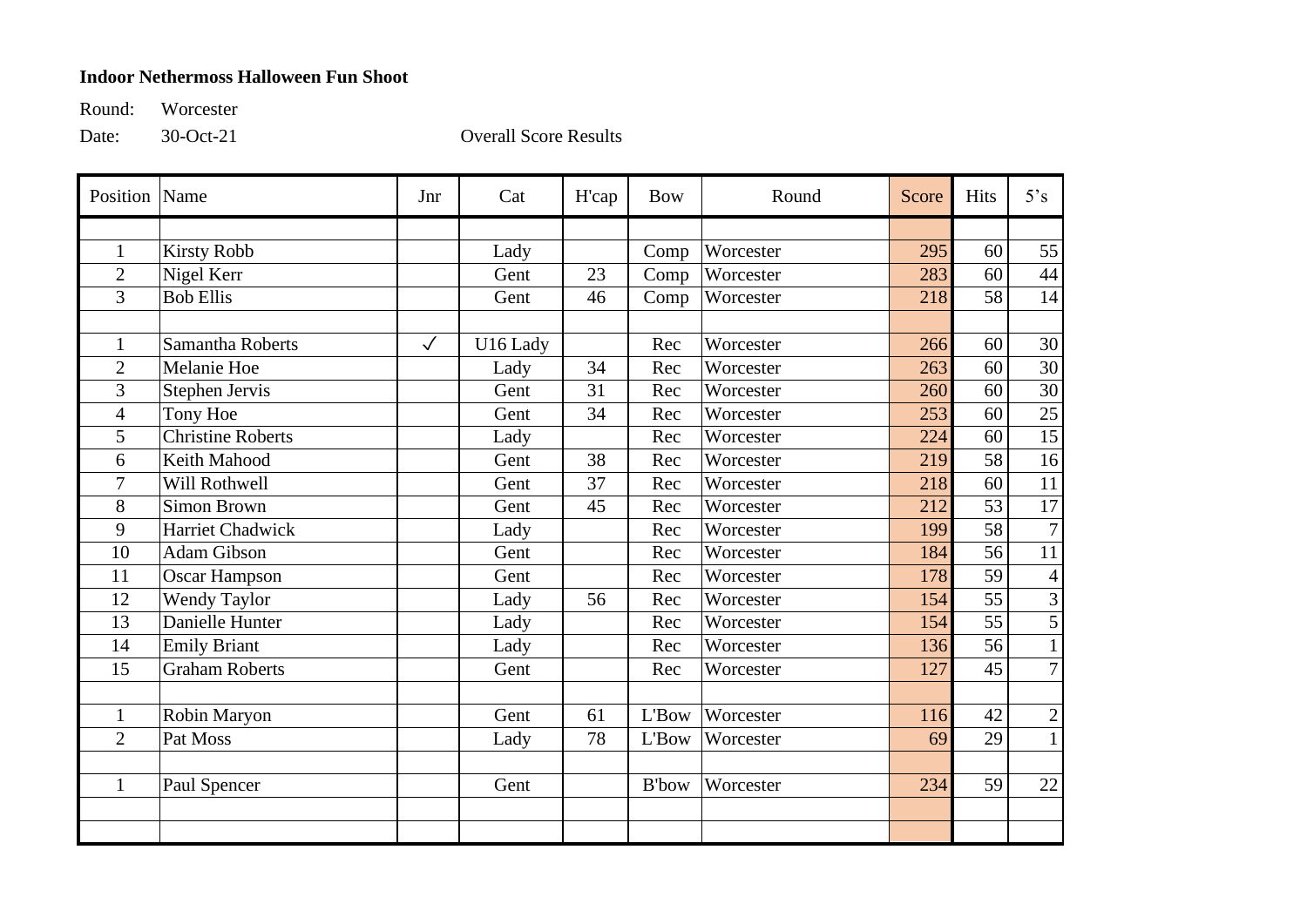**Indoor Nethermoss Halloween Fun Shoot**

Round: Worcester

Date: 30-Oct-21

Overall Score Results

| Position | Name | Jnr | Cat | H'cap | Bow | Round | Score | Hits | 5's |
|---|---|---|---|---|---|---|---|---|---|
| | | | | | | | | | |
| 1 | Kirsty Robb | | Lady | | Comp | Worcester | 295 | 60 | 55 |
| 2 | Nigel Kerr | | Gent | 23 | Comp | Worcester | 283 | 60 | 44 |
| 3 | Bob Ellis | | Gent | 46 | Comp | Worcester | 218 | 58 | 14 |
| | | | | | | | | | |
| 1 | Samantha Roberts | ✓ | U16 Lady | | Rec | Worcester | 266 | 60 | 30 |
| 2 | Melanie Hoe | | Lady | 34 | Rec | Worcester | 263 | 60 | 30 |
| 3 | Stephen Jervis | | Gent | 31 | Rec | Worcester | 260 | 60 | 30 |
| 4 | Tony Hoe | | Gent | 34 | Rec | Worcester | 253 | 60 | 25 |
| 5 | Christine Roberts | | Lady | | Rec | Worcester | 224 | 60 | 15 |
| 6 | Keith Mahood | | Gent | 38 | Rec | Worcester | 219 | 58 | 16 |
| 7 | Will Rothwell | | Gent | 37 | Rec | Worcester | 218 | 60 | 11 |
| 8 | Simon Brown | | Gent | 45 | Rec | Worcester | 212 | 53 | 17 |
| 9 | Harriet Chadwick | | Lady | | Rec | Worcester | 199 | 58 | 7 |
| 10 | Adam Gibson | | Gent | | Rec | Worcester | 184 | 56 | 11 |
| 11 | Oscar Hampson | | Gent | | Rec | Worcester | 178 | 59 | 4 |
| 12 | Wendy Taylor | | Lady | 56 | Rec | Worcester | 154 | 55 | 3 |
| 13 | Danielle Hunter | | Lady | | Rec | Worcester | 154 | 55 | 5 |
| 14 | Emily Briant | | Lady | | Rec | Worcester | 136 | 56 | 1 |
| 15 | Graham Roberts | | Gent | | Rec | Worcester | 127 | 45 | 7 |
| | | | | | | | | | |
| 1 | Robin Maryon | | Gent | 61 | L'Bow | Worcester | 116 | 42 | 2 |
| 2 | Pat Moss | | Lady | 78 | L'Bow | Worcester | 69 | 29 | 1 |
| | | | | | | | | | |
| 1 | Paul Spencer | | Gent | | B'bow | Worcester | 234 | 59 | 22 |
| | | | | | | | | | |
| | | | | | | | | | |